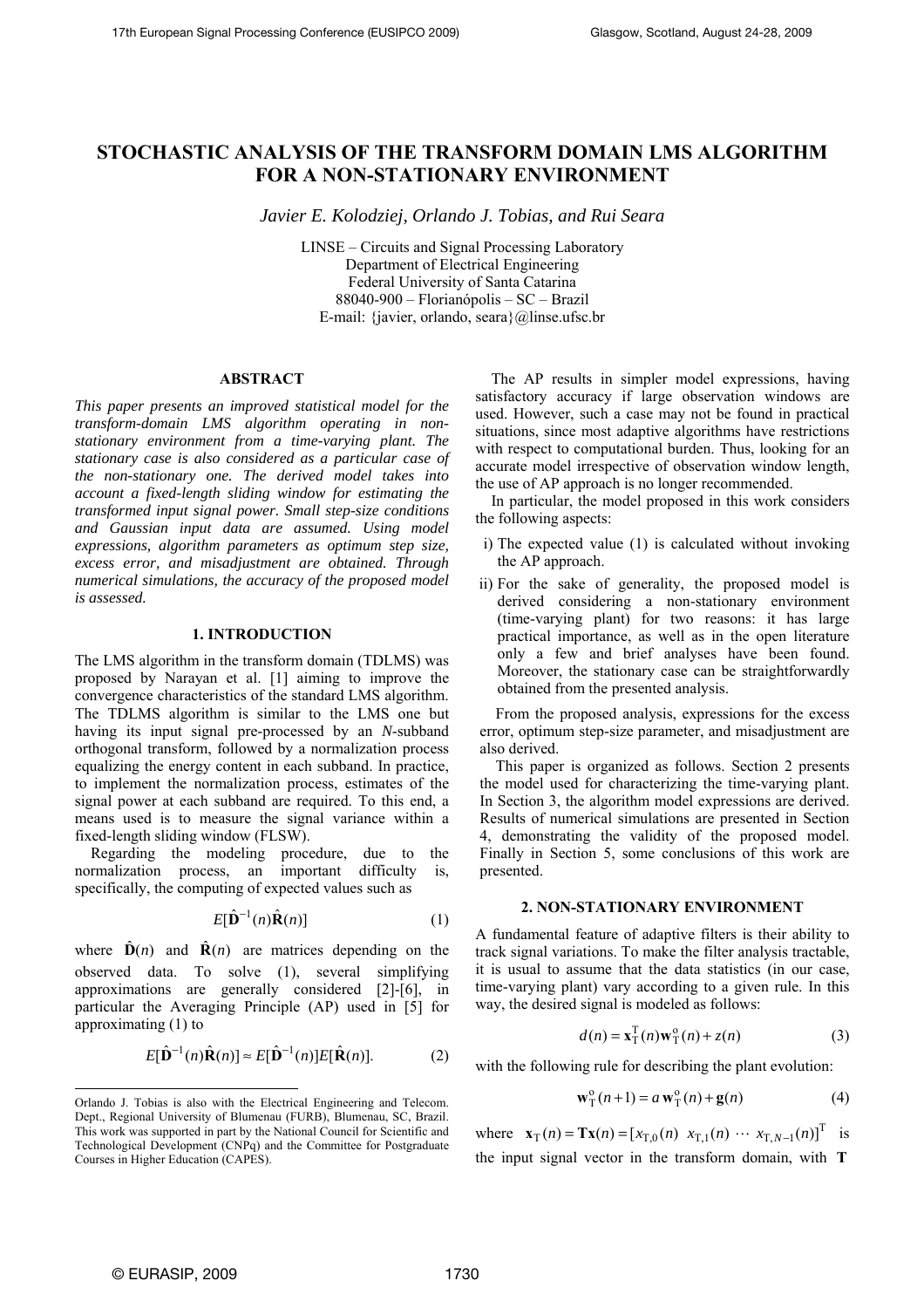# STOCHASTIC ANALYSIS OF THE TRANSFORM DOMAIN LMS ALGORITHM FOR A NON-STATIONARY ENVIRONMENT

*Javier E. Kolodziej, Orlando J. Tobias, and Rui Seara*

LINSE – Circuits and Signal Processing Laboratory
Department of Electrical Engineering
Federal University of Santa Catarina
88040-900 – Florianópolis – SC – Brazil
E-mail: {javier, orlando, seara}@linse.ufsc.br

## ABSTRACT

*This paper presents an improved statistical model for the transform-domain LMS algorithm operating in non-stationary environment from a time-varying plant. The stationary case is also considered as a particular case of the non-stationary one. The derived model takes into account a fixed-length sliding window for estimating the transformed input signal power. Small step-size conditions and Gaussian input data are assumed. Using model expressions, algorithm parameters as optimum step size, excess error, and misadjustment are obtained. Through numerical simulations, the accuracy of the proposed model is assessed.*

## 1. INTRODUCTION

The LMS algorithm in the transform domain (TDLMS) was proposed by Narayan et al. [1] aiming to improve the convergence characteristics of the standard LMS algorithm. The TDLMS algorithm is similar to the LMS one but having its input signal pre-processed by an $N$-subband orthogonal transform, followed by a normalization process equalizing the energy content in each subband. In practice, to implement the normalization process, estimates of the signal power at each subband are required. To this end, a means used is to measure the signal variance within a fixed-length sliding window (FLSW).

Regarding the modeling procedure, due to the normalization process, an important difficulty is, specifically, the computing of expected values such as

$$E[\hat{\mathbf{D}}^{-1}(n)\hat{\mathbf{R}}(n)] \tag{1}$$

where $\hat{\mathbf{D}}(n)$ and $\hat{\mathbf{R}}(n)$ are matrices depending on the observed data. To solve (1), several simplifying approximations are generally considered [2]-[6], in particular the Averaging Principle (AP) used in [5] for approximating (1) to

$$E[\hat{\mathbf{D}}^{-1}(n)\hat{\mathbf{R}}(n)] \approx E[\hat{\mathbf{D}}^{-1}(n)]E[\hat{\mathbf{R}}(n)]. \tag{2}$$

Orlando J. Tobias is also with the Electrical Engineering and Telecom. Dept., Regional University of Blumenau (FURB), Blumenau, SC, Brazil. This work was supported in part by the National Council for Scientific and Technological Development (CNPq) and the Committee for Postgraduate Courses in Higher Education (CAPES).

The AP results in simpler model expressions, having satisfactory accuracy if large observation windows are used. However, such a case may not be found in practical situations, since most adaptive algorithms have restrictions with respect to computational burden. Thus, looking for an accurate model irrespective of observation window length, the use of AP approach is no longer recommended.

In particular, the model proposed in this work considers the following aspects:

i) The expected value (1) is calculated without invoking the AP approach.

ii) For the sake of generality, the proposed model is derived considering a non-stationary environment (time-varying plant) for two reasons: it has large practical importance, as well as in the open literature only a few and brief analyses have been found. Moreover, the stationary case can be straightforwardly obtained from the presented analysis.

From the proposed analysis, expressions for the excess error, optimum step-size parameter, and misadjustment are also derived.

This paper is organized as follows. Section 2 presents the model used for characterizing the time-varying plant. In Section 3, the algorithm model expressions are derived. Results of numerical simulations are presented in Section 4, demonstrating the validity of the proposed model. Finally in Section 5, some conclusions of this work are presented.

## 2. NON-STATIONARY ENVIRONMENT

A fundamental feature of adaptive filters is their ability to track signal variations. To make the filter analysis tractable, it is usual to assume that the data statistics (in our case, time-varying plant) vary according to a given rule. In this way, the desired signal is modeled as follows:

$$d(n) = \mathbf{x}_{\mathrm{T}}^{\mathrm{T}}(n)\mathbf{w}_{\mathrm{T}}^{\mathrm{o}}(n) + z(n) \tag{3}$$

with the following rule for describing the plant evolution:

$$\mathbf{w}_{\mathrm{T}}^{\mathrm{o}}(n+1) = a\,\mathbf{w}_{\mathrm{T}}^{\mathrm{o}}(n) + \mathbf{g}(n) \tag{4}$$

where $\mathbf{x}_{\mathrm{T}}(n) = \mathbf{T}\mathbf{x}(n) = [x_{\mathrm{T},0}(n)\;\; x_{\mathrm{T},1}(n)\;\cdots\; x_{\mathrm{T},N-1}(n)]^{\mathrm{T}}$ is the input signal vector in the transform domain, with $\mathbf{T}$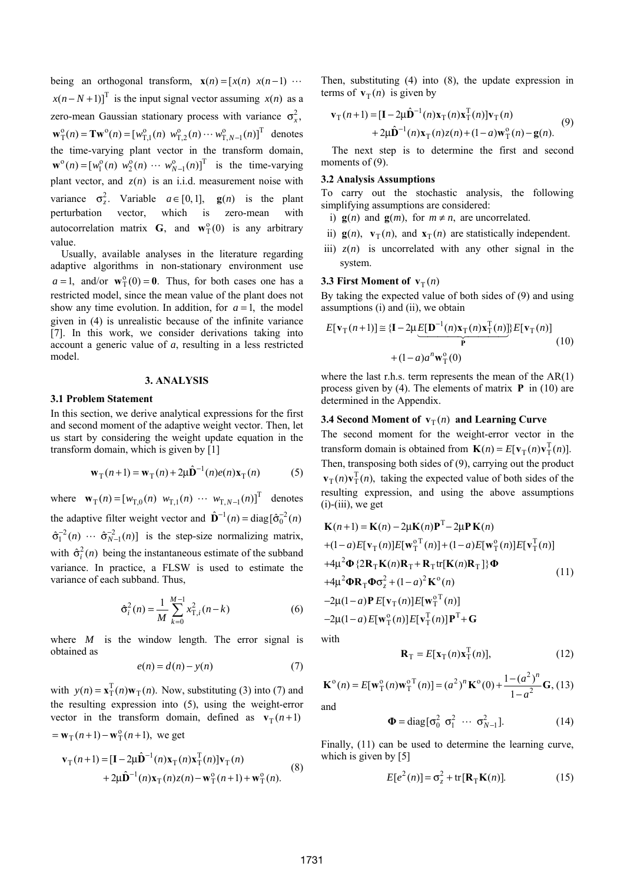being an orthogonal transform, $\mathbf{x}(n) = [x(n)\ x(n-1)\ \cdots\ x(n-N+1)]^{\mathrm{T}}$ is the input signal vector assuming $x(n)$ as a zero-mean Gaussian stationary process with variance $\sigma_x^2$, $\mathbf{w}_{\mathrm{T}}^{\mathrm{o}}(n) = \mathbf{T}\mathbf{w}^{\mathrm{o}}(n) = [w_{\mathrm{T},1}^{\mathrm{o}}(n)\ w_{\mathrm{T},2}^{\mathrm{o}}(n) \cdots w_{\mathrm{T},N-1}^{\mathrm{o}}(n)]^{\mathrm{T}}$ denotes the time-varying plant vector in the transform domain, $\mathbf{w}^{\mathrm{o}}(n) = [w_1^{\mathrm{o}}(n)\ w_2^{\mathrm{o}}(n) \cdots w_{N-1}^{\mathrm{o}}(n)]^{\mathrm{T}}$ is the time-varying plant vector, and $z(n)$ is an i.i.d. measurement noise with variance $\sigma_z^2$. Variable $a \in [0,1]$, $\mathbf{g}(n)$ is the plant perturbation vector, which is zero-mean with autocorrelation matrix $\mathbf{G}$, and $\mathbf{w}_{\mathrm{T}}^{\mathrm{o}}(0)$ is any arbitrary value.

Usually, available analyses in the literature regarding adaptive algorithms in non-stationary environment use $a = 1$, and/or $\mathbf{w}_{\mathrm{T}}^{\mathrm{o}}(0) = \mathbf{0}$. Thus, for both cases one has a restricted model, since the mean value of the plant does not show any time evolution. In addition, for $a = 1$, the model given in (4) is unrealistic because of the infinite variance [7]. In this work, we consider derivations taking into account a generic value of $a$, resulting in a less restricted model.

## 3. ANALYSIS

### 3.1 Problem Statement

In this section, we derive analytical expressions for the first and second moment of the adaptive weight vector. Then, let us start by considering the weight update equation in the transform domain, which is given by [1]

$$\mathbf{w}_{\mathrm{T}}(n+1) = \mathbf{w}_{\mathrm{T}}(n) + 2\mu\hat{\mathbf{D}}^{-1}(n)e(n)\mathbf{x}_{\mathrm{T}}(n) \tag{5}$$

where $\mathbf{w}_{\mathrm{T}}(n) = [w_{\mathrm{T},0}(n)\ w_{\mathrm{T},1}(n)\ \cdots\ w_{\mathrm{T},N-1}(n)]^{\mathrm{T}}$ denotes the adaptive filter weight vector and $\hat{\mathbf{D}}^{-1}(n) = \mathrm{diag}[\hat{\sigma}_0^{-2}(n)\ \hat{\sigma}_1^{-2}(n)\ \cdots\ \hat{\sigma}_{N-1}^{-2}(n)]$ is the step-size normalizing matrix, with $\hat{\sigma}_i^2(n)$ being the instantaneous estimate of the subband variance. In practice, a FLSW is used to estimate the variance of each subband. Thus,

$$\hat{\sigma}_i^2(n) = \frac{1}{M}\sum_{k=0}^{M-1} x_{\mathrm{T},i}^2(n-k) \tag{6}$$

where $M$ is the window length. The error signal is obtained as

$$e(n) = d(n) - y(n) \tag{7}$$

with $y(n) = \mathbf{x}_{\mathrm{T}}^{\mathrm{T}}(n)\mathbf{w}_{\mathrm{T}}(n)$. Now, substituting (3) into (7) and the resulting expression into (5), using the weight-error vector in the transform domain, defined as $\mathbf{v}_{\mathrm{T}}(n+1) = \mathbf{w}_{\mathrm{T}}(n+1) - \mathbf{w}_{\mathrm{T}}^{\mathrm{o}}(n+1)$, we get

$$\begin{aligned}\mathbf{v}_{\mathrm{T}}(n+1) &= [\mathbf{I} - 2\mu\hat{\mathbf{D}}^{-1}(n)\mathbf{x}_{\mathrm{T}}(n)\mathbf{x}_{\mathrm{T}}^{\mathrm{T}}(n)]\mathbf{v}_{\mathrm{T}}(n) \\ &\quad + 2\mu\hat{\mathbf{D}}^{-1}(n)\mathbf{x}_{\mathrm{T}}(n)z(n) - \mathbf{w}_{\mathrm{T}}^{\mathrm{o}}(n+1) + \mathbf{w}_{\mathrm{T}}^{\mathrm{o}}(n).\end{aligned} \tag{8}$$

Then, substituting (4) into (8), the update expression in terms of $\mathbf{v}_{\mathrm{T}}(n)$ is given by

$$\begin{aligned}\mathbf{v}_{\mathrm{T}}(n+1) &= [\mathbf{I} - 2\mu\hat{\mathbf{D}}^{-1}(n)\mathbf{x}_{\mathrm{T}}(n)\mathbf{x}_{\mathrm{T}}^{\mathrm{T}}(n)]\mathbf{v}_{\mathrm{T}}(n) \\ &\quad + 2\mu\hat{\mathbf{D}}^{-1}(n)\mathbf{x}_{\mathrm{T}}(n)z(n) + (1-a)\mathbf{w}_{\mathrm{T}}^{\mathrm{o}}(n) - \mathbf{g}(n).\end{aligned} \tag{9}$$

The next step is to determine the first and second moments of (9).

### 3.2 Analysis Assumptions

To carry out the stochastic analysis, the following simplifying assumptions are considered:

i) $\mathbf{g}(n)$ and $\mathbf{g}(m)$, for $m \neq n$, are uncorrelated.

ii) $\mathbf{g}(n)$, $\mathbf{v}_{\mathrm{T}}(n)$, and $\mathbf{x}_{\mathrm{T}}(n)$ are statistically independent.

iii) $z(n)$ is uncorrelated with any other signal in the system.

### 3.3 First Moment of $\mathbf{v}_{\mathrm{T}}(n)$

By taking the expected value of both sides of (9) and using assumptions (i) and (ii), we obtain

$$\begin{aligned}E[\mathbf{v}_{\mathrm{T}}(n+1)] &\cong \{\mathbf{I} - 2\mu\underbrace{E[\mathbf{D}^{-1}(n)\mathbf{x}_{\mathrm{T}}(n)\mathbf{x}_{\mathrm{T}}^{\mathrm{T}}(n)]}_{\mathbf{P}}\}E[\mathbf{v}_{\mathrm{T}}(n)] \\ &\quad + (1-a)a^n\mathbf{w}_{\mathrm{T}}^{\mathrm{o}}(0)\end{aligned} \tag{10}$$

where the last r.h.s. term represents the mean of the AR(1) process given by (4). The elements of matrix $\mathbf{P}$ in (10) are determined in the Appendix.

### 3.4 Second Moment of $\mathbf{v}_{\mathrm{T}}(n)$ and Learning Curve

The second moment for the weight-error vector in the transform domain is obtained from $\mathbf{K}(n) = E[\mathbf{v}_{\mathrm{T}}(n)\mathbf{v}_{\mathrm{T}}^{\mathrm{T}}(n)]$. Then, transposing both sides of (9), carrying out the product $\mathbf{v}_{\mathrm{T}}(n)\mathbf{v}_{\mathrm{T}}^{\mathrm{T}}(n)$, taking the expected value of both sides of the resulting expression, and using the above assumptions (i)-(iii), we get

$$\begin{aligned}&\mathbf{K}(n+1) = \mathbf{K}(n) - 2\mu\mathbf{K}(n)\mathbf{P}^{\mathrm{T}} - 2\mu\mathbf{P}\mathbf{K}(n) \\ &+(1-a)E[\mathbf{v}_{\mathrm{T}}(n)]E[\mathbf{w}_{\mathrm{T}}^{\mathrm{o}\,\mathrm{T}}(n)] + (1-a)E[\mathbf{w}_{\mathrm{T}}^{\mathrm{o}}(n)]E[\mathbf{v}_{\mathrm{T}}^{\mathrm{T}}(n)] \\ &+4\mu^2\boldsymbol{\Phi}\{2\mathbf{R}_{\mathrm{T}}\mathbf{K}(n)\mathbf{R}_{\mathrm{T}} + \mathbf{R}_{\mathrm{T}}\mathrm{tr}[\mathbf{K}(n)\mathbf{R}_{\mathrm{T}}]\}\boldsymbol{\Phi} \\ &+4\mu^2\boldsymbol{\Phi}\mathbf{R}_{\mathrm{T}}\boldsymbol{\Phi}\sigma_z^2 + (1-a)^2\mathbf{K}^{\mathrm{o}}(n) \\ &-2\mu(1-a)\mathbf{P}\,E[\mathbf{v}_{\mathrm{T}}(n)]E[\mathbf{w}_{\mathrm{T}}^{\mathrm{o}\,\mathrm{T}}(n)] \\ &-2\mu(1-a)\,E[\mathbf{w}_{\mathrm{T}}^{\mathrm{o}}(n)]E[\mathbf{v}_{\mathrm{T}}^{\mathrm{T}}(n)]\mathbf{P}^{\mathrm{T}} + \mathbf{G}\end{aligned} \tag{11}$$

with

$$\mathbf{R}_{\mathrm{T}} = E[\mathbf{x}_{\mathrm{T}}(n)\mathbf{x}_{\mathrm{T}}^{\mathrm{T}}(n)], \tag{12}$$

$$\mathbf{K}^{\mathrm{o}}(n) = E[\mathbf{w}_{\mathrm{T}}^{\mathrm{o}}(n)\mathbf{w}_{\mathrm{T}}^{\mathrm{o}\,\mathrm{T}}(n)] = (a^2)^n\mathbf{K}^{\mathrm{o}}(0) + \frac{1-(a^2)^n}{1-a^2}\mathbf{G}, \tag{13}$$

and

$$\boldsymbol{\Phi} = \mathrm{diag}[\sigma_0^2\ \sigma_1^2\ \cdots\ \sigma_{N-1}^2]. \tag{14}$$

Finally, (11) can be used to determine the learning curve, which is given by [5]

$$E[e^2(n)] = \sigma_z^2 + \mathrm{tr}[\mathbf{R}_{\mathrm{T}}\mathbf{K}(n)]. \tag{15}$$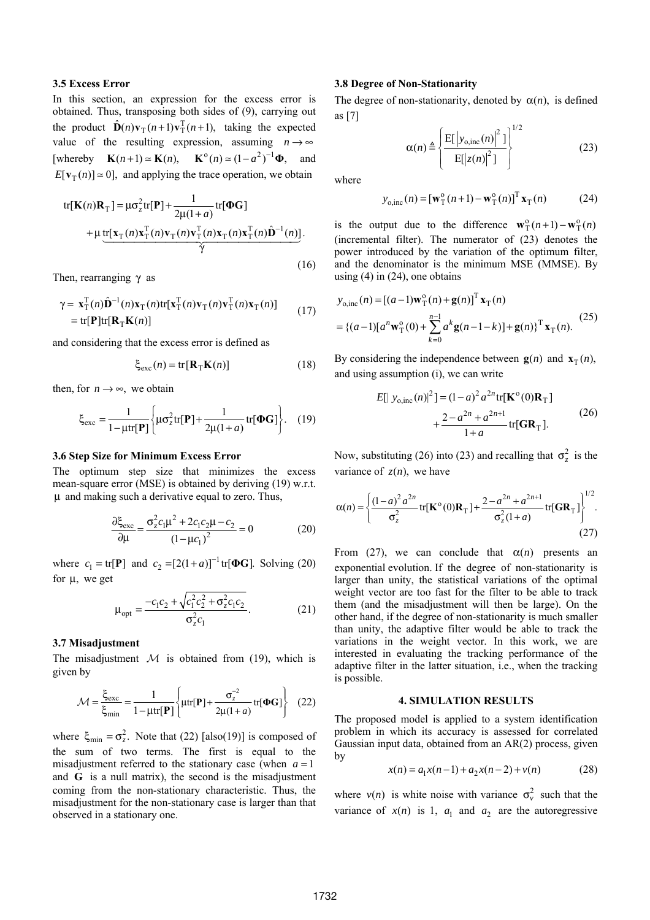### 3.5 Excess Error

In this section, an expression for the excess error is obtained. Thus, transposing both sides of (9), carrying out the product $\hat{\mathbf{D}}(n)\mathbf{v}_{\mathrm{T}}(n+1)\mathbf{v}_{\mathrm{T}}^{\mathrm{T}}(n+1)$, taking the expected value of the resulting expression, assuming $n \to \infty$ [whereby $\mathbf{K}(n+1) \simeq \mathbf{K}(n)$, $\mathbf{K}^{\mathrm{o}}(n) \simeq (1-a^2)^{-1}\mathbf{\Phi}$, and $E[\mathbf{v}_{\mathrm{T}}(n)] \simeq 0$], and applying the trace operation, we obtain

$$\mathrm{tr}[\mathbf{K}(n)\mathbf{R}_{\mathrm{T}}] = \mu\sigma_z^2 \mathrm{tr}[\mathbf{P}] + \frac{1}{2\mu(1+a)}\mathrm{tr}[\mathbf{\Phi G}] + \mu \underbrace{\mathrm{tr}[\mathbf{x}_{\mathrm{T}}(n)\mathbf{x}_{\mathrm{T}}^{\mathrm{T}}(n)\mathbf{v}_{\mathrm{T}}(n)\mathbf{v}_{\mathrm{T}}^{\mathrm{T}}(n)\mathbf{x}_{\mathrm{T}}(n)\mathbf{x}_{\mathrm{T}}^{\mathrm{T}}(n)\hat{\mathbf{D}}^{-1}(n)]}_{\gamma}. \tag{16}$$

Then, rearranging $\gamma$ as

$$\begin{aligned}\gamma &= \mathbf{x}_{\mathrm{T}}^{\mathrm{T}}(n)\hat{\mathbf{D}}^{-1}(n)\mathbf{x}_{\mathrm{T}}(n)\mathrm{tr}[\mathbf{x}_{\mathrm{T}}^{\mathrm{T}}(n)\mathbf{v}_{\mathrm{T}}(n)\mathbf{v}_{\mathrm{T}}^{\mathrm{T}}(n)\mathbf{x}_{\mathrm{T}}(n)] \\ &= \mathrm{tr}[\mathbf{P}]\mathrm{tr}[\mathbf{R}_{\mathrm{T}}\mathbf{K}(n)]\end{aligned} \tag{17}$$

and considering that the excess error is defined as

$$\xi_{\mathrm{exc}}(n) = \mathrm{tr}[\mathbf{R}_{\mathrm{T}}\mathbf{K}(n)] \tag{18}$$

then, for $n \to \infty$, we obtain

$$\xi_{\mathrm{exc}} = \frac{1}{1-\mu\mathrm{tr}[\mathbf{P}]}\left\{\mu\sigma_z^2\mathrm{tr}[\mathbf{P}] + \frac{1}{2\mu(1+a)}\mathrm{tr}[\mathbf{\Phi G}]\right\}. \tag{19}$$

### 3.6 Step Size for Minimum Excess Error

The optimum step size that minimizes the excess mean-square error (MSE) is obtained by deriving (19) w.r.t. $\mu$ and making such a derivative equal to zero. Thus,

$$\frac{\partial \xi_{\mathrm{exc}}}{\partial \mu} = \frac{\sigma_z^2 c_1 \mu^2 + 2c_1 c_2 \mu - c_2}{(1-\mu c_1)^2} = 0 \tag{20}$$

where $c_1 = \mathrm{tr}[\mathbf{P}]$ and $c_2 = [2(1+a)]^{-1}\mathrm{tr}[\mathbf{\Phi G}]$. Solving (20) for $\mu$, we get

$$\mu_{\mathrm{opt}} = \frac{-c_1 c_2 + \sqrt{c_1^2 c_2^2 + \sigma_z^2 c_1 c_2}}{\sigma_z^2 c_1}. \tag{21}$$

### 3.7 Misadjustment

The misadjustment $\mathcal{M}$ is obtained from (19), which is given by

$$\mathcal{M} = \frac{\xi_{\mathrm{exc}}}{\xi_{\min}} = \frac{1}{1-\mu\mathrm{tr}[\mathbf{P}]}\left\{\mu\mathrm{tr}[\mathbf{P}] + \frac{\sigma_z^{-2}}{2\mu(1+a)}\mathrm{tr}[\mathbf{\Phi G}]\right\} \tag{22}$$

where $\xi_{\min} = \sigma_z^2$. Note that (22) [also(19)] is composed of the sum of two terms. The first is equal to the misadjustment referred to the stationary case (when $a=1$ and $\mathbf{G}$ is a null matrix), the second is the misadjustment coming from the non-stationary characteristic. Thus, the misadjustment for the non-stationary case is larger than that observed in a stationary one.

### 3.8 Degree of Non-Stationarity

The degree of non-stationarity, denoted by $\alpha(n)$, is defined as [7]

$$\alpha(n) \triangleq \left\{\frac{\mathrm{E}[|y_{\mathrm{o,inc}}(n)|^2]}{\mathrm{E}[|z(n)|^2]}\right\}^{1/2} \tag{23}$$

where

$$y_{\mathrm{o,inc}}(n) = [\mathbf{w}_{\mathrm{T}}^{\mathrm{o}}(n+1) - \mathbf{w}_{\mathrm{T}}^{\mathrm{o}}(n)]^{\mathrm{T}}\mathbf{x}_{\mathrm{T}}(n) \tag{24}$$

is the output due to the difference $\mathbf{w}_{\mathrm{T}}^{\mathrm{o}}(n+1) - \mathbf{w}_{\mathrm{T}}^{\mathrm{o}}(n)$ (incremental filter). The numerator of (23) denotes the power introduced by the variation of the optimum filter, and the denominator is the minimum MSE (MMSE). By using (4) in (24), one obtains

$$\begin{aligned}y_{\mathrm{o,inc}}(n) &= [(a-1)\mathbf{w}_{\mathrm{T}}^{\mathrm{o}}(n) + \mathbf{g}(n)]^{\mathrm{T}}\mathbf{x}_{\mathrm{T}}(n) \\ &= \{(a-1)[a^n\mathbf{w}_{\mathrm{T}}^{\mathrm{o}}(0) + \sum_{k=0}^{n-1} a^k \mathbf{g}(n-1-k)] + \mathbf{g}(n)\}^{\mathrm{T}}\mathbf{x}_{\mathrm{T}}(n).\end{aligned} \tag{25}$$

By considering the independence between $\mathbf{g}(n)$ and $\mathbf{x}_{\mathrm{T}}(n)$, and using assumption (i), we can write

$$E[|y_{\mathrm{o,inc}}(n)|^2] = (1-a)^2 a^{2n}\mathrm{tr}[\mathbf{K}^{\mathrm{o}}(0)\mathbf{R}_{\mathrm{T}}] + \frac{2-a^{2n}+a^{2n+1}}{1+a}\mathrm{tr}[\mathbf{G}\mathbf{R}_{\mathrm{T}}]. \tag{26}$$

Now, substituting (26) into (23) and recalling that $\sigma_z^2$ is the variance of $z(n)$, we have

$$\alpha(n) = \left\{\frac{(1-a)^2 a^{2n}}{\sigma_z^2}\mathrm{tr}[\mathbf{K}^{\mathrm{o}}(0)\mathbf{R}_{\mathrm{T}}] + \frac{2-a^{2n}+a^{2n+1}}{\sigma_z^2(1+a)}\mathrm{tr}[\mathbf{G}\mathbf{R}_{\mathrm{T}}]\right\}^{1/2}. \tag{27}$$

From (27), we can conclude that $\alpha(n)$ presents an exponential evolution. If the degree of non-stationarity is larger than unity, the statistical variations of the optimal weight vector are too fast for the filter to be able to track them (and the misadjustment will then be large). On the other hand, if the degree of non-stationarity is much smaller than unity, the adaptive filter would be able to track the variations in the weight vector. In this work, we are interested in evaluating the tracking performance of the adaptive filter in the latter situation, i.e., when the tracking is possible.

## 4. SIMULATION RESULTS

The proposed model is applied to a system identification problem in which its accuracy is assessed for correlated Gaussian input data, obtained from an AR(2) process, given by

$$x(n) = a_1 x(n-1) + a_2 x(n-2) + v(n) \tag{28}$$

where $v(n)$ is white noise with variance $\sigma_v^2$ such that the variance of $x(n)$ is 1, $a_1$ and $a_2$ are the autoregressive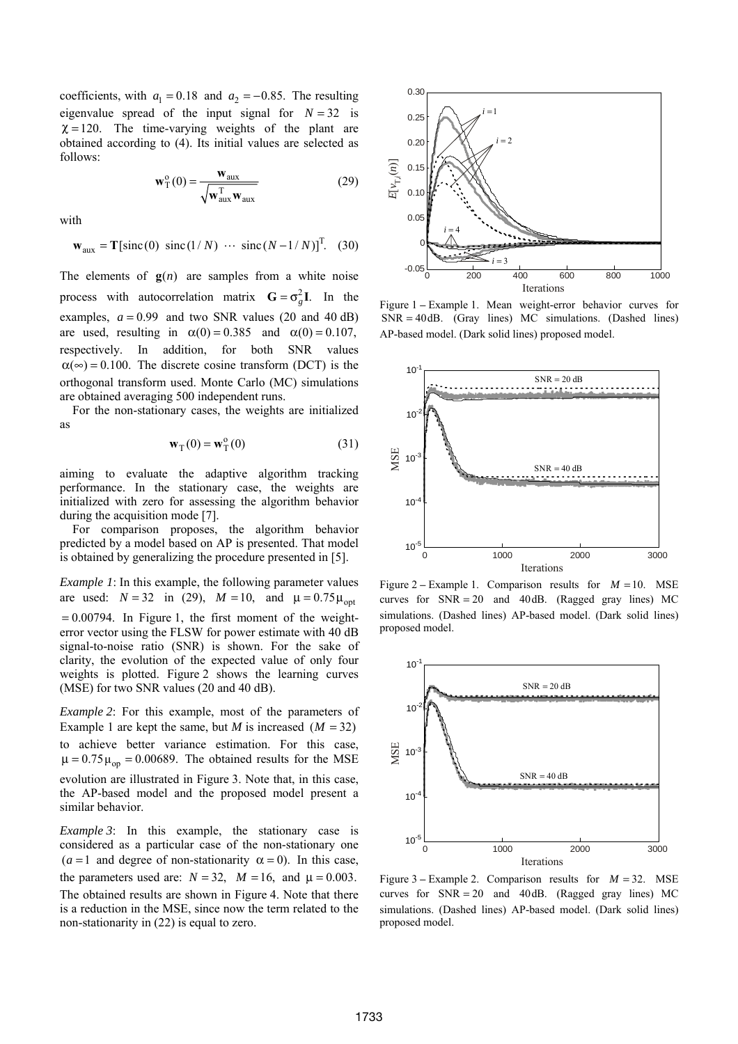coefficients, with $a_1 = 0.18$ and $a_2 = -0.85$. The resulting eigenvalue spread of the input signal for $N = 32$ is $\chi = 120$. The time-varying weights of the plant are obtained according to (4). Its initial values are selected as follows:

$$\mathbf{w}_{\mathrm{T}}^{\mathrm{o}}(0) = \frac{\mathbf{w}_{\mathrm{aux}}}{\sqrt{\mathbf{w}_{\mathrm{aux}}^{\mathrm{T}} \mathbf{w}_{\mathrm{aux}}}} \tag{29}$$

with

$$\mathbf{w}_{\mathrm{aux}} = \mathbf{T}[\mathrm{sinc}(0)\ \ \mathrm{sinc}(1/N)\ \cdots\ \mathrm{sinc}(N-1/N)]^{\mathrm{T}}. \tag{30}$$

The elements of $\mathbf{g}(n)$ are samples from a white noise process with autocorrelation matrix $\mathbf{G} = \sigma_g^2 \mathbf{I}$. In the examples, $a = 0.99$ and two SNR values (20 and 40 dB) are used, resulting in $\alpha(0) = 0.385$ and $\alpha(0) = 0.107$, respectively. In addition, for both SNR values $\alpha(\infty) = 0.100$. The discrete cosine transform (DCT) is the orthogonal transform used. Monte Carlo (MC) simulations are obtained averaging 500 independent runs.

For the non-stationary cases, the weights are initialized as

$$\mathbf{w}_{\mathrm{T}}(0) = \mathbf{w}_{\mathrm{T}}^{\mathrm{o}}(0) \tag{31}$$

aiming to evaluate the adaptive algorithm tracking performance. In the stationary case, the weights are initialized with zero for assessing the algorithm behavior during the acquisition mode [7].

For comparison proposes, the algorithm behavior predicted by a model based on AP is presented. That model is obtained by generalizing the procedure presented in [5].

*Example 1*: In this example, the following parameter values are used: $N = 32$ in (29), $M = 10$, and $\mu = 0.75\mu_{\mathrm{opt}} = 0.00794$. In Figure 1, the first moment of the weight-error vector using the FLSW for power estimate with 40 dB signal-to-noise ratio (SNR) is shown. For the sake of clarity, the evolution of the expected value of only four weights is plotted. Figure 2 shows the learning curves (MSE) for two SNR values (20 and 40 dB).

*Example 2*: For this example, most of the parameters of Example 1 are kept the same, but *M* is increased $(M = 32)$ to achieve better variance estimation. For this case, $\mu = 0.75\mu_{\mathrm{op}} = 0.00689$. The obtained results for the MSE evolution are illustrated in Figure 3. Note that, in this case, the AP-based model and the proposed model present a similar behavior.

*Example 3*: In this example, the stationary case is considered as a particular case of the non-stationary one $(a = 1$ and degree of non-stationarity $\alpha = 0)$. In this case, the parameters used are: $N = 32$, $M = 16$, and $\mu = 0.003$. The obtained results are shown in Figure 4. Note that there is a reduction in the MSE, since now the term related to the non-stationarity in (22) is equal to zero.

Figure 1 – Example 1. Mean weight-error behavior curves for $\mathrm{SNR} = 40\,\mathrm{dB}$. (Gray lines) MC simulations. (Dashed lines) AP-based model. (Dark solid lines) proposed model.

Figure 2 – Example 1. Comparison results for $M = 10$. MSE curves for $\mathrm{SNR} = 20$ and $40\,\mathrm{dB}$. (Ragged gray lines) MC simulations. (Dashed lines) AP-based model. (Dark solid lines) proposed model.

Figure 3 – Example 2. Comparison results for $M = 32$. MSE curves for $\mathrm{SNR} = 20$ and $40\,\mathrm{dB}$. (Ragged gray lines) MC simulations. (Dashed lines) AP-based model. (Dark solid lines) proposed model.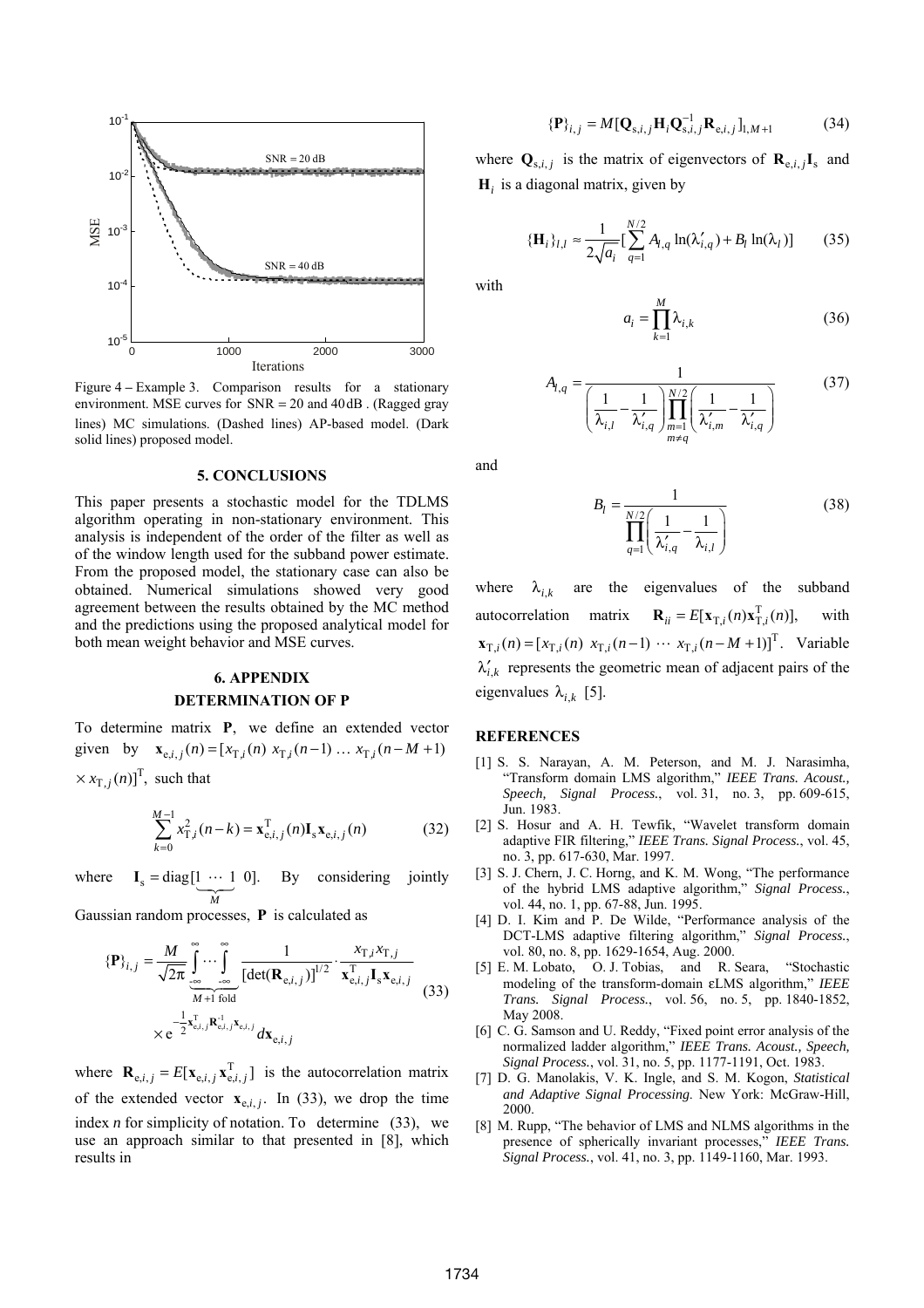$10^{-1}$

$10^{-2}$

$10^{-3}$

$10^{-4}$

$10^{-5}$

MSE

0 1000 2000 3000

Iterations

SNR = 20 dB

SNR = 40 dB

Figure 4 – Example 3. Comparison results for a stationary environment. MSE curves for $\text{SNR} = 20$ and $40\,\text{dB}$. (Ragged gray lines) MC simulations. (Dashed lines) AP-based model. (Dark solid lines) proposed model.

## 5. CONCLUSIONS

This paper presents a stochastic model for the TDLMS algorithm operating in non-stationary environment. This analysis is independent of the order of the filter as well as of the window length used for the subband power estimate. From the proposed model, the stationary case can also be obtained. Numerical simulations showed very good agreement between the results obtained by the MC method and the predictions using the proposed analytical model for both mean weight behavior and MSE curves.

## 6. APPENDIX

### DETERMINATION OF P

To determine matrix $\mathbf{P}$, we define an extended vector given by $\mathbf{x}_{\text{e},i,j}(n) = [x_{\text{T},i}(n)\; x_{\text{T},i}(n-1)\; \ldots\; x_{\text{T},i}(n-M+1) \times x_{\text{T},j}(n)]^{\text{T}}$, such that

$$\sum_{k=0}^{M-1} x_{\text{T},i}^2(n-k) = \mathbf{x}_{\text{e},i,j}^{\text{T}}(n)\mathbf{I}_{\text{s}}\mathbf{x}_{\text{e},i,j}(n) \tag{32}$$

where $\mathbf{I}_{\text{s}} = \text{diag}[\underbrace{1 \;\cdots\; 1}_{M}\; 0]$. By considering jointly Gaussian random processes, $\mathbf{P}$ is calculated as

$$\{\mathbf{P}\}_{i,j} = \frac{M}{\sqrt{2\pi}} \underbrace{\int_{-\infty}^{\infty} \cdots \int_{-\infty}^{\infty}}_{M+1 \text{ fold}} \frac{1}{[\det(\mathbf{R}_{\text{e},i,j})]^{1/2}} \cdot \frac{x_{\text{T},i}x_{\text{T},j}}{\mathbf{x}_{\text{e},i,j}^{\text{T}}\mathbf{I}_{\text{s}}\mathbf{x}_{\text{e},i,j}} \times \text{e}^{-\frac{1}{2}\mathbf{x}_{\text{e},i,j}^{\text{T}}\mathbf{R}_{\text{e},i,j}^{-1}\mathbf{x}_{\text{e},i,j}}\, d\mathbf{x}_{\text{e},i,j} \tag{33}$$

where $\mathbf{R}_{\text{e},i,j} = E[\mathbf{x}_{\text{e},i,j}\mathbf{x}_{\text{e},i,j}^{\text{T}}]$ is the autocorrelation matrix of the extended vector $\mathbf{x}_{\text{e},i,j}$. In (33), we drop the time index $n$ for simplicity of notation. To determine (33), we use an approach similar to that presented in [8], which results in

$$\{\mathbf{P}\}_{i,j} = M[\mathbf{Q}_{\text{s},i,j}\mathbf{H}_i\mathbf{Q}_{\text{s},i,j}^{-1}\mathbf{R}_{\text{e},i,j}]_{1,M+1} \tag{34}$$

where $\mathbf{Q}_{\text{s},i,j}$ is the matrix of eigenvectors of $\mathbf{R}_{\text{e},i,j}\mathbf{I}_{\text{s}}$ and $\mathbf{H}_i$ is a diagonal matrix, given by

$$\{\mathbf{H}_i\}_{l,l} \approx \frac{1}{2\sqrt{a_i}}\left[\sum_{q=1}^{N/2} A_{l,q}\ln(\lambda'_{i,q}) + B_l \ln(\lambda_l)\right] \tag{35}$$

with

$$a_i = \prod_{k=1}^{M} \lambda_{i,k} \tag{36}$$

$$A_{l,q} = \frac{1}{\left(\dfrac{1}{\lambda_{i,l}} - \dfrac{1}{\lambda'_{i,q}}\right)\displaystyle\prod_{\substack{m=1\\ m\neq q}}^{N/2}\left(\dfrac{1}{\lambda'_{i,m}} - \dfrac{1}{\lambda'_{i,q}}\right)} \tag{37}$$

and

$$B_l = \frac{1}{\displaystyle\prod_{q=1}^{N/2}\left(\dfrac{1}{\lambda'_{i,q}} - \dfrac{1}{\lambda_{i,l}}\right)} \tag{38}$$

where $\lambda_{i,k}$ are the eigenvalues of the subband autocorrelation matrix $\mathbf{R}_{ii} = E[\mathbf{x}_{\text{T},i}(n)\mathbf{x}_{\text{T},i}^{\text{T}}(n)]$, with $\mathbf{x}_{\text{T},i}(n) = [x_{\text{T},i}(n)\; x_{\text{T},i}(n-1)\; \cdots\; x_{\text{T},i}(n-M+1)]^{\text{T}}$. Variable $\lambda'_{i,k}$ represents the geometric mean of adjacent pairs of the eigenvalues $\lambda_{i,k}$ [5].

## REFERENCES

[1] S. S. Narayan, A. M. Peterson, and M. J. Narasimha, "Transform domain LMS algorithm," *IEEE Trans. Acoust., Speech, Signal Process.*, vol. 31, no. 3, pp. 609-615, Jun. 1983.

[2] S. Hosur and A. H. Tewfik, "Wavelet transform domain adaptive FIR filtering," *IEEE Trans. Signal Process.*, vol. 45, no. 3, pp. 617-630, Mar. 1997.

[3] S. J. Chern, J. C. Horng, and K. M. Wong, "The performance of the hybrid LMS adaptive algorithm," *Signal Process.*, vol. 44, no. 1, pp. 67-88, Jun. 1995.

[4] D. I. Kim and P. De Wilde, "Performance analysis of the DCT-LMS adaptive filtering algorithm," *Signal Process.*, vol. 80, no. 8, pp. 1629-1654, Aug. 2000.

[5] E. M. Lobato, O. J. Tobias, and R. Seara, "Stochastic modeling of the transform-domain εLMS algorithm," *IEEE Trans. Signal Process.*, vol. 56, no. 5, pp. 1840-1852, May 2008.

[6] C. G. Samson and U. Reddy, "Fixed point error analysis of the normalized ladder algorithm," *IEEE Trans. Acoust., Speech, Signal Process.*, vol. 31, no. 5, pp. 1177-1191, Oct. 1983.

[7] D. G. Manolakis, V. K. Ingle, and S. M. Kogon, *Statistical and Adaptive Signal Processing*. New York: McGraw-Hill, 2000.

[8] M. Rupp, "The behavior of LMS and NLMS algorithms in the presence of spherically invariant processes," *IEEE Trans. Signal Process.*, vol. 41, no. 3, pp. 1149-1160, Mar. 1993.